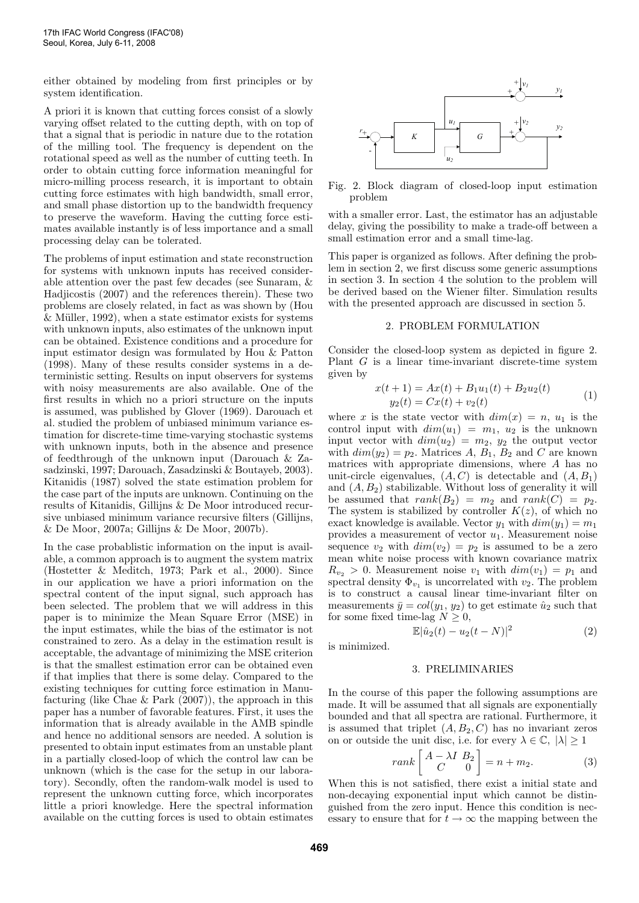either obtained by modeling from first principles or by system identification.

A priori it is known that cutting forces consist of a slowly varying offset related to the cutting depth, with on top of that a signal that is periodic in nature due to the rotation of the milling tool. The frequency is dependent on the rotational speed as well as the number of cutting teeth. In order to obtain cutting force information meaningful for micro-milling process research, it is important to obtain cutting force estimates with high bandwidth, small error, and small phase distortion up to the bandwidth frequency to preserve the waveform. Having the cutting force estimates available instantly is of less importance and a small processing delay can be tolerated.

The problems of input estimation and state reconstruction for systems with unknown inputs has received considerable attention over the past few decades (see Sunaram, & Hadjicostis (2007) and the references therein). These two problems are closely related, in fact as was shown by (Hou & Müller, 1992), when a state estimator exists for systems with unknown inputs, also estimates of the unknown input can be obtained. Existence conditions and a procedure for input estimator design was formulated by Hou & Patton (1998). Many of these results consider systems in a deterministic setting. Results on input observers for systems with noisy measurements are also available. One of the first results in which no a priori structure on the inputs is assumed, was published by Glover (1969). Darouach et al. studied the problem of unbiased minimum variance estimation for discrete-time time-varying stochastic systems with unknown inputs, both in the absence and presence of feedthrough of the unknown input (Darouach & Zasadzinski, 1997; Darouach, Zasadzinski & Boutayeb, 2003). Kitanidis (1987) solved the state estimation problem for the case part of the inputs are unknown. Continuing on the results of Kitanidis, Gillijns & De Moor introduced recursive unbiased minimum variance recursive filters (Gillijns, & De Moor, 2007a; Gillijns & De Moor, 2007b).

In the case probablistic information on the input is available, a common approach is to augment the system matrix (Hostetter & Meditch, 1973; Park et al., 2000). Since in our application we have a priori information on the spectral content of the input signal, such approach has been selected. The problem that we will address in this paper is to minimize the Mean Square Error (MSE) in the input estimates, while the bias of the estimator is not constrained to zero. As a delay in the estimation result is acceptable, the advantage of minimizing the MSE criterion is that the smallest estimation error can be obtained even if that implies that there is some delay. Compared to the existing techniques for cutting force estimation in Manufacturing (like Chae & Park (2007)), the approach in this paper has a number of favorable features. First, it uses the information that is already available in the AMB spindle and hence no additional sensors are needed. A solution is presented to obtain input estimates from an unstable plant in a partially closed-loop of which the control law can be unknown (which is the case for the setup in our laboratory). Secondly, often the random-walk model is used to represent the unknown cutting force, which incorporates little a priori knowledge. Here the spectral information available on the cutting forces is used to obtain estimates with a smaller error. Last, the estimator has an adjustable delay, giving the possibility to make a trade-off between a small estimation error and a small time-lag.

Fig. 2. Block diagram of closed-loop input estimation problem

This paper is organized as follows. After defining the problem in section 2, we first discuss some generic assumptions in section 3. In section 4 the solution to the problem will be derived based on the Wiener filter. Simulation results with the presented approach are discussed in section 5.

## 2. PROBLEM FORMULATION

Consider the closed-loop system as depicted in figure 2. Plant $G$ is a linear time-invariant discrete-time system given by

$$
\begin{aligned}
x(t+1) &= Ax(t) + B_1 u_1(t) + B_2 u_2(t) \\
y_2(t) &= Cx(t) + v_2(t)
\end{aligned}
\tag{1}
$$

where $x$ is the state vector with $dim(x) = n$, $u_1$ is the control input with $dim(u_1) = m_1$, $u_2$ is the unknown input vector with $dim(u_2) = m_2$, $y_2$ the output vector with $dim(y_2) = p_2$. Matrices $A$, $B_1$, $B_2$ and $C$ are known matrices with appropriate dimensions, where $A$ has no unit-circle eigenvalues, $(A, C)$ is detectable and $(A, B_1)$ and $(A, B_2)$ stabilizable. Without loss of generality it will be assumed that $rank(B_2) = m_2$ and $rank(C) = p_2$. The system is stabilized by controller $K(z)$, of which no exact knowledge is available. Vector $y_1$ with $dim(y_1) = m_1$ provides a measurement of vector $u_1$. Measurement noise sequence $v_2$ with $dim(v_2) = p_2$ is assumed to be a zero mean white noise process with known covariance matrix $R_{v_2} > 0$. Measurement noise $v_1$ with $dim(v_1) = p_1$ and spectral density $\Phi_{v_1}$ is uncorrelated with $v_2$. The problem is to construct a causal linear time-invariant filter on measurements $\bar{y} = col(y_1, y_2)$ to get estimate $\hat{u}_2$ such that for some fixed time-lag $N \geq 0$,

$$
\mathbb{E}|\hat{u}_2(t) - u_2(t-N)|^2 \tag{2}
$$

is minimized.

## 3. PRELIMINARIES

In the course of this paper the following assumptions are made. It will be assumed that all signals are exponentially bounded and that all spectra are rational. Furthermore, it is assumed that triplet $(A, B_2, C)$ has no invariant zeros on or outside the unit disc, i.e. for every $\lambda \in \mathbb{C}$, $|\lambda| \geq 1$

$$
rank \begin{bmatrix} A - \lambda I & B_2 \\ C & 0 \end{bmatrix} = n + m_2. \tag{3}
$$

When this is not satisfied, there exist a initial state and non-decaying exponential input which cannot be distinguished from the zero input. Hence this condition is necessary to ensure that for $t \to \infty$ the mapping between the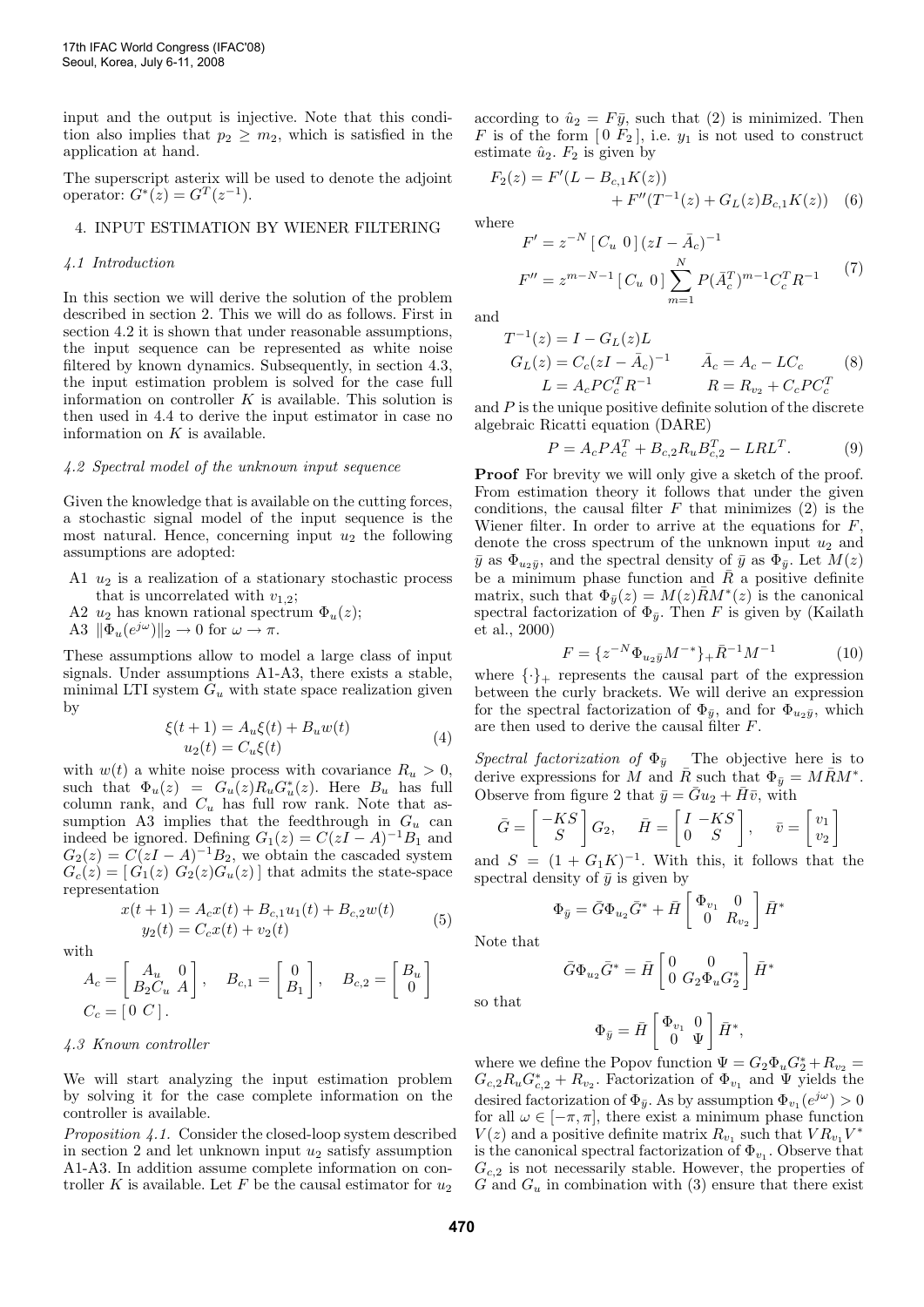input and the output is injective. Note that this condition also implies that $p_2 \geq m_2$, which is satisfied in the application at hand.

The superscript asterix will be used to denote the adjoint operator: $G^*(z) = G^T(z^{-1})$.

## 4. INPUT ESTIMATION BY WIENER FILTERING

### 4.1 Introduction

In this section we will derive the solution of the problem described in section 2. This we will do as follows. First in section 4.2 it is shown that under reasonable assumptions, the input sequence can be represented as white noise filtered by known dynamics. Subsequently, in section 4.3, the input estimation problem is solved for the case full information on controller $K$ is available. This solution is then used in 4.4 to derive the input estimator in case no information on $K$ is available.

### 4.2 Spectral model of the unknown input sequence

Given the knowledge that is available on the cutting forces, a stochastic signal model of the input sequence is the most natural. Hence, concerning input $u_2$ the following assumptions are adopted:

- A1 $u_2$ is a realization of a stationary stochastic process that is uncorrelated with $v_{1,2}$;
- A2 $u_2$ has known rational spectrum $\Phi_u(z)$;
- A3 $\|\Phi_u(e^{j\omega})\|_2 \to 0$ for $\omega \to \pi$.

These assumptions allow to model a large class of input signals. Under assumptions A1-A3, there exists a stable, minimal LTI system $G_u$ with state space realization given by

$$\begin{aligned} \xi(t+1) &= A_u \xi(t) + B_u w(t) \\ u_2(t) &= C_u \xi(t) \end{aligned} \tag{4}$$

with $w(t)$ a white noise process with covariance $R_u > 0$, such that $\Phi_u(z) = G_u(z) R_u G_u^*(z)$. Here $B_u$ has full column rank, and $C_u$ has full row rank. Note that assumption A3 implies that the feedthrough in $G_u$ can indeed be ignored. Defining $G_1(z) = C(zI - A)^{-1}B_1$ and $G_2(z) = C(zI - A)^{-1}B_2$, we obtain the cascaded system $G_c(z) = [\, G_1(z) \;\, G_2(z)G_u(z)\,]$ that admits the state-space representation

$$\begin{aligned} x(t+1) &= A_c x(t) + B_{c,1} u_1(t) + B_{c,2} w(t) \\ y_2(t) &= C_c x(t) + v_2(t) \end{aligned} \tag{5}$$

with

$$A_c = \begin{bmatrix} A_u & 0 \\ B_2 C_u & A \end{bmatrix}, \quad B_{c,1} = \begin{bmatrix} 0 \\ B_1 \end{bmatrix}, \quad B_{c,2} = \begin{bmatrix} B_u \\ 0 \end{bmatrix}$$
$$C_c = [\, 0 \;\, C \,].$$

### 4.3 Known controller

We will start analyzing the input estimation problem by solving it for the case complete information on the controller is available.

*Proposition 4.1.* Consider the closed-loop system described in section 2 and let unknown input $u_2$ satisfy assumption A1-A3. In addition assume complete information on controller $K$ is available. Let $F$ be the causal estimator for $u_2$ according to $\hat{u}_2 = F\bar{y}$, such that (2) is minimized. Then $F$ is of the form $[\, 0 \;\, F_2 \,]$, i.e. $y_1$ is not used to construct estimate $\hat{u}_2$. $F_2$ is given by

$$\begin{aligned} F_2(z) = F'(L - B_{c,1}K(z)) \\ + F''(T^{-1}(z) + G_L(z)B_{c,1}K(z)) \end{aligned} \tag{6}$$

where

$$\begin{aligned} F' &= z^{-N} [\, C_u \;\, 0 \,] (zI - \bar{A}_c)^{-1} \\ F'' &= z^{m-N-1} [\, C_u \;\, 0 \,] \sum_{m=1}^{N} P(\bar{A}_c^T)^{m-1} C_c^T R^{-1} \end{aligned} \tag{7}$$

and

$$\begin{aligned} T^{-1}(z) &= I - G_L(z)L \\ G_L(z) &= C_c(zI - \bar{A}_c)^{-1} \qquad \bar{A}_c = A_c - LC_c \\ L &= A_c P C_c^T R^{-1} \qquad\qquad R = R_{v_2} + C_c P C_c^T \end{aligned} \tag{8}$$

and $P$ is the unique positive definite solution of the discrete algebraic Ricatti equation (DARE)

$$P = A_c P A_c^T + B_{c,2} R_u B_{c,2}^T - LRL^T. \tag{9}$$

**Proof** For brevity we will only give a sketch of the proof. From estimation theory it follows that under the given conditions, the causal filter $F$ that minimizes (2) is the Wiener filter. In order to arrive at the equations for $F$, denote the cross spectrum of the unknown input $u_2$ and $\bar{y}$ as $\Phi_{u_2\bar{y}}$, and the spectral density of $\bar{y}$ as $\Phi_{\bar{y}}$. Let $M(z)$ be a minimum phase function and $\bar{R}$ a positive definite matrix, such that $\Phi_{\bar{y}}(z) = M(z)\bar{R}M^*(z)$ is the canonical spectral factorization of $\Phi_{\bar{y}}$. Then $F$ is given by (Kailath et al., 2000)

$$F = \{z^{-N}\Phi_{u_2\bar{y}}M^{-*}\}_+ \bar{R}^{-1}M^{-1} \tag{10}$$

where $\{\cdot\}_+$ represents the causal part of the expression between the curly brackets. We will derive an expression for the spectral factorization of $\Phi_{\bar{y}}$, and for $\Phi_{u_2\bar{y}}$, which are then used to derive the causal filter $F$.

*Spectral factorization of $\Phi_{\bar{y}}$* The objective here is to derive expressions for $M$ and $\bar{R}$ such that $\Phi_{\bar{y}} = M\bar{R}M^*$. Observe from figure 2 that $\bar{y} = \bar{G}u_2 + \bar{H}\bar{v}$, with

$$\bar{G} = \begin{bmatrix} -KS \\ S \end{bmatrix} G_2, \quad \bar{H} = \begin{bmatrix} I & -KS \\ 0 & S \end{bmatrix}, \quad \bar{v} = \begin{bmatrix} v_1 \\ v_2 \end{bmatrix}$$

and $S = (1 + G_1 K)^{-1}$. With this, it follows that the spectral density of $\bar{y}$ is given by

$$\Phi_{\bar{y}} = \bar{G}\Phi_{u_2}\bar{G}^* + \bar{H}\begin{bmatrix} \Phi_{v_1} & 0 \\ 0 & R_{v_2} \end{bmatrix}\bar{H}^*$$

Note that

$$\bar{G}\Phi_{u_2}\bar{G}^* = \bar{H}\begin{bmatrix} 0 & 0 \\ 0 & G_2\Phi_u G_2^* \end{bmatrix}\bar{H}^*$$

so that

$$\Phi_{\bar{y}} = \bar{H}\begin{bmatrix} \Phi_{v_1} & 0 \\ 0 & \Psi \end{bmatrix}\bar{H}^*,$$

where we define the Popov function $\Psi = G_2\Phi_u G_2^* + R_{v_2} = G_{c,2}R_u G_{c,2}^* + R_{v_2}$. Factorization of $\Phi_{v_1}$ and $\Psi$ yields the desired factorization of $\Phi_{\bar{y}}$. As by assumption $\Phi_{v_1}(e^{j\omega}) > 0$ for all $\omega \in [-\pi, \pi]$, there exist a minimum phase function $V(z)$ and a positive definite matrix $R_{v_1}$ such that $VR_{v_1}V^*$ is the canonical spectral factorization of $\Phi_{v_1}$. Observe that $G_{c,2}$ is not necessarily stable. However, the properties of $G$ and $G_u$ in combination with (3) ensure that there exist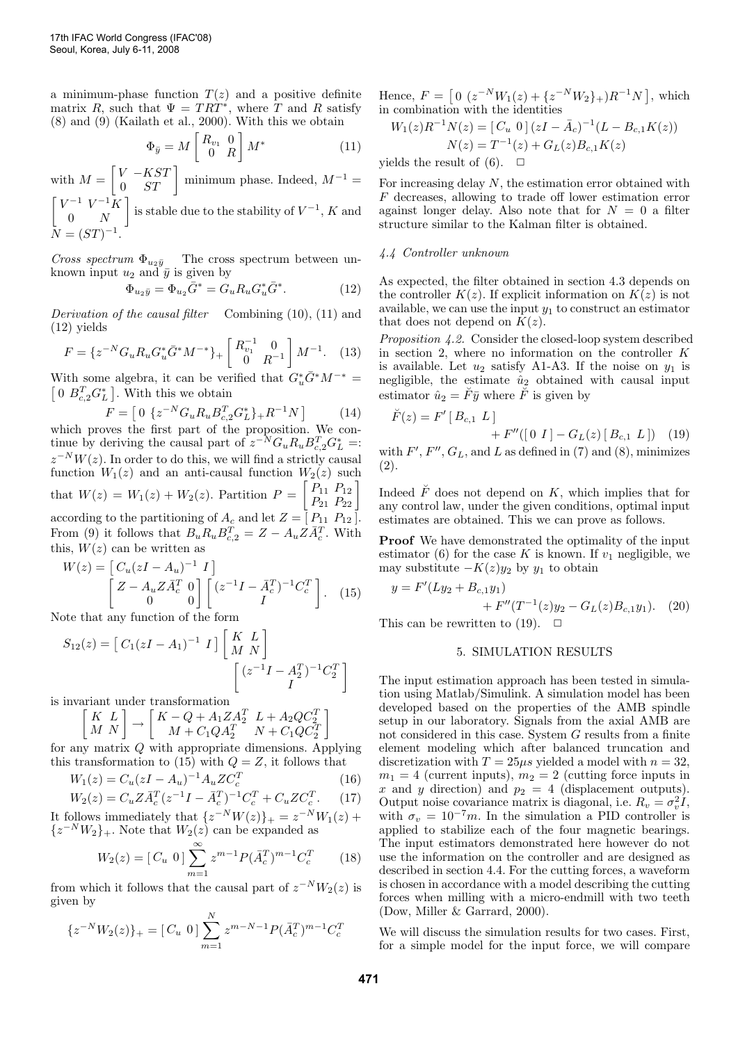a minimum-phase function $T(z)$ and a positive definite matrix $R$, such that $\Psi = TRT^*$, where $T$ and $R$ satisfy (8) and (9) (Kailath et al., 2000). With this we obtain

$$\Phi_{\bar{y}} = M \begin{bmatrix} R_{v_1} & 0 \\ 0 & R \end{bmatrix} M^* \tag{11}$$

with $M = \begin{bmatrix} V & -KST \\ 0 & ST \end{bmatrix}$ minimum phase. Indeed, $M^{-1} = \begin{bmatrix} V^{-1} & V^{-1}K \\ 0 & N \end{bmatrix}$ is stable due to the stability of $V^{-1}$, $K$ and $N = (ST)^{-1}$.

*Cross spectrum* $\Phi_{u_2\bar{y}}$ The cross spectrum between unknown input $u_2$ and $\bar{y}$ is given by

$$\Phi_{u_2\bar{y}} = \Phi_{u_2}\bar{G}^* = G_u R_u G_u^* \bar{G}^*. \tag{12}$$

*Derivation of the causal filter* Combining (10), (11) and (12) yields

$$F = \{z^{-N} G_u R_u G_u^* \bar{G}^* M^{-*}\}_+ \begin{bmatrix} R_{v_1}^{-1} & 0 \\ 0 & R^{-1} \end{bmatrix} M^{-1}. \tag{13}$$

With some algebra, it can be verified that $G_u^* \bar{G}^* M^{-*} = \left[\, 0 \;\; B_{c,2}^T G_L^* \,\right]$. With this we obtain

$$F = \left[\, 0 \;\; \{z^{-N} G_u R_u B_{c,2}^T G_L^*\}_+ R^{-1} N \,\right] \tag{14}$$

which proves the first part of the proposition. We continue by deriving the causal part of $z^{-N} G_u R_u B_{c,2}^T G_L^* =: z^{-N} W(z)$. In order to do this, we will find a strictly causal function $W_1(z)$ and an anti-causal function $W_2(z)$ such that $W(z) = W_1(z) + W_2(z)$. Partition $P = \begin{bmatrix} P_{11} & P_{12} \\ P_{21} & P_{22} \end{bmatrix}$ according to the partitioning of $A_c$ and let $Z = [\, P_{11} \;\; P_{12} \,]$. From (9) it follows that $B_u R_u B_{c,2}^T = Z - A_u Z \bar{A}_c^T$. With this, $W(z)$ can be written as

$$W(z) = \left[\, C_u (zI - A_u)^{-1} \;\; I \,\right] \begin{bmatrix} Z - A_u Z \bar{A}_c^T & 0 \\ 0 & 0 \end{bmatrix} \begin{bmatrix} (z^{-1}I - \bar{A}_c^T)^{-1} C_c^T \\ I \end{bmatrix}. \tag{15}$$

Note that any function of the form

$$S_{12}(z) = \left[\, C_1 (zI - A_1)^{-1} \;\; I \,\right] \begin{bmatrix} K & L \\ M & N \end{bmatrix} \begin{bmatrix} (z^{-1}I - A_2^T)^{-1} C_2^T \\ I \end{bmatrix}$$

is invariant under transformation

$$\begin{bmatrix} K & L \\ M & N \end{bmatrix} \to \begin{bmatrix} K - Q + A_1 Z A_2^T & L + A_2 Q C_2^T \\ M + C_1 Q A_2^T & N + C_1 Q C_2^T \end{bmatrix}$$

for any matrix $Q$ with appropriate dimensions. Applying this transformation to (15) with $Q = Z$, it follows that

$$W_1(z) = C_u (zI - A_u)^{-1} A_u Z C_c^T \tag{16}$$

$$W_2(z) = C_u Z \bar{A}_c^T (z^{-1}I - \bar{A}_c^T)^{-1} C_c^T + C_u Z C_c^T. \tag{17}$$

It follows immediately that $\{z^{-N} W(z)\}_+ = z^{-N} W_1(z) + \{z^{-N} W_2\}_+$. Note that $W_2(z)$ can be expanded as

$$W_2(z) = [\, C_u \;\; 0 \,] \sum_{m=1}^{\infty} z^{m-1} P (\bar{A}_c^T)^{m-1} C_c^T \tag{18}$$

from which it follows that the causal part of $z^{-N} W_2(z)$ is given by

$$\{z^{-N} W_2(z)\}_+ = [\, C_u \;\; 0 \,] \sum_{m=1}^{N} z^{m-N-1} P (\bar{A}_c^T)^{m-1} C_c^T$$

Hence, $F = \left[\, 0 \;\; (z^{-N} W_1(z) + \{z^{-N} W_2\}_+) R^{-1} N \,\right]$, which in combination with the identities

$$W_1(z) R^{-1} N(z) = [\, C_u \;\; 0 \,] (zI - \bar{A}_c)^{-1} (L - B_{c,1} K(z))$$

$$N(z) = T^{-1}(z) + G_L(z) B_{c,1} K(z)$$

yields the result of (6). $\Box$

For increasing delay $N$, the estimation error obtained with $F$ decreases, allowing to trade off lower estimation error against longer delay. Also note that for $N = 0$ a filter structure similar to the Kalman filter is obtained.

### 4.4 Controller unknown

As expected, the filter obtained in section 4.3 depends on the controller $K(z)$. If explicit information on $K(z)$ is not available, we can use the input $y_1$ to construct an estimator that does not depend on $K(z)$.

*Proposition 4.2.* Consider the closed-loop system described in section 2, where no information on the controller $K$ is available. Let $u_2$ satisfy A1-A3. If the noise on $y_1$ is negligible, the estimate $\hat{u}_2$ obtained with causal input estimator $\hat{u}_2 = \breve{F}\bar{y}$ where $\breve{F}$ is given by

$$\breve{F}(z) = F' \left[\, B_{c,1} \;\; L \,\right] + F''(\left[\, 0 \;\; I \,\right] - G_L(z) \left[\, B_{c,1} \;\; L \,\right]) \tag{19}$$

with $F'$, $F''$, $G_L$, and $L$ as defined in (7) and (8), minimizes (2).

Indeed $\breve{F}$ does not depend on $K$, which implies that for any control law, under the given conditions, optimal input estimates are obtained. This we can prove as follows.

**Proof** We have demonstrated the optimality of the input estimator (6) for the case $K$ is known. If $v_1$ negligible, we may substitute $-K(z)y_2$ by $y_1$ to obtain

$$y = F'(Ly_2 + B_{c,1} y_1) + F''(T^{-1}(z) y_2 - G_L(z) B_{c,1} y_1). \tag{20}$$

This can be rewritten to (19). $\Box$

## 5. SIMULATION RESULTS

The input estimation approach has been tested in simulation using Matlab/Simulink. A simulation model has been developed based on the properties of the AMB spindle setup in our laboratory. Signals from the axial AMB are not considered in this case. System $G$ results from a finite element modeling which after balanced truncation and discretization with $T = 25\mu s$ yielded a model with $n = 32$, $m_1 = 4$ (current inputs), $m_2 = 2$ (cutting force inputs in $x$ and $y$ direction) and $p_2 = 4$ (displacement outputs). Output noise covariance matrix is diagonal, i.e. $R_v = \sigma_v^2 I$, with $\sigma_v = 10^{-7}m$. In the simulation a PID controller is applied to stabilize each of the four magnetic bearings. The input estimators demonstrated here however do not use the information on the controller and are designed as described in section 4.4. For the cutting forces, a waveform is chosen in accordance with a model describing the cutting forces when milling with a micro-endmill with two teeth (Dow, Miller & Garrard, 2000).

We will discuss the simulation results for two cases. First, for a simple model for the input force, we will compare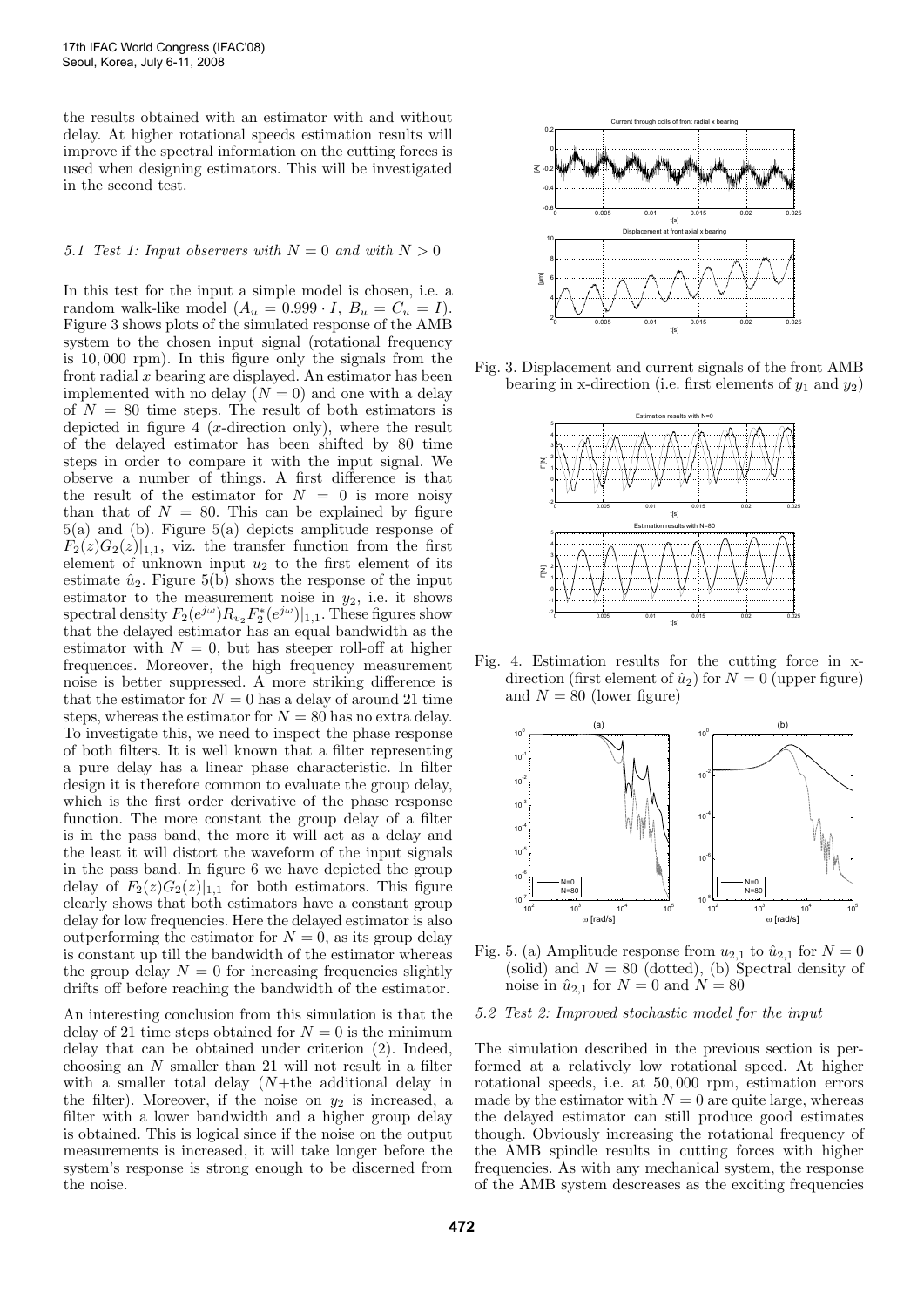the results obtained with an estimator with and without delay. At higher rotational speeds estimation results will improve if the spectral information on the cutting forces is used when designing estimators. This will be investigated in the second test.

### 5.1 Test 1: Input observers with $N = 0$ and with $N > 0$

In this test for the input a simple model is chosen, i.e. a random walk-like model ($A_u = 0.999 \cdot I$, $B_u = C_u = I$). Figure 3 shows plots of the simulated response of the AMB system to the chosen input signal (rotational frequency is 10,000 rpm). In this figure only the signals from the front radial $x$ bearing are displayed. An estimator has been implemented with no delay ($N = 0$) and one with a delay of $N = 80$ time steps. The result of both estimators is depicted in figure 4 ($x$-direction only), where the result of the delayed estimator has been shifted by 80 time steps in order to compare it with the input signal. We observe a number of things. A first difference is that the result of the estimator for $N = 0$ is more noisy than that of $N = 80$. This can be explained by figure 5(a) and (b). Figure 5(a) depicts amplitude response of $F_2(z)G_2(z)|_{1,1}$, viz. the transfer function from the first element of unknown input $u_2$ to the first element of its estimate $\hat{u}_2$. Figure 5(b) shows the response of the input estimator to the measurement noise in $y_2$, i.e. it shows spectral density $F_2(e^{j\omega})R_{v_2}F_2^*(e^{j\omega})|_{1,1}$. These figures show that the delayed estimator has an equal bandwidth as the estimator with $N = 0$, but has steeper roll-off at higher frequences. Moreover, the high frequency measurement noise is better suppressed. A more striking difference is that the estimator for $N = 0$ has a delay of around 21 time steps, whereas the estimator for $N = 80$ has no extra delay. To investigate this, we need to inspect the phase response of both filters. It is well known that a filter representing a pure delay has a linear phase characteristic. In filter design it is therefore common to evaluate the group delay, which is the first order derivative of the phase response function. The more constant the group delay of a filter is in the pass band, the more it will act as a delay and the least it will distort the waveform of the input signals in the pass band. In figure 6 we have depicted the group delay of $F_2(z)G_2(z)|_{1,1}$ for both estimators. This figure clearly shows that both estimators have a constant group delay for low frequencies. Here the delayed estimator is also outperforming the estimator for $N = 0$, as its group delay is constant up till the bandwidth of the estimator whereas the group delay $N = 0$ for increasing frequencies slightly drifts off before reaching the bandwidth of the estimator.

An interesting conclusion from this simulation is that the delay of 21 time steps obtained for $N = 0$ is the minimum delay that can be obtained under criterion (2). Indeed, choosing an $N$ smaller than 21 will not result in a filter with a smaller total delay ($N$+the additional delay in the filter). Moreover, if the noise on $y_2$ is increased, a filter with a lower bandwidth and a higher group delay is obtained. This is logical since if the noise on the output measurements is increased, it will take longer before the system's response is strong enough to be discerned from the noise.

Fig. 3. Displacement and current signals of the front AMB bearing in x-direction (i.e. first elements of $y_1$ and $y_2$)

Fig. 4. Estimation results for the cutting force in x-direction (first element of $\hat{u}_2$) for $N = 0$ (upper figure) and $N = 80$ (lower figure)

Fig. 5. (a) Amplitude response from $u_{2,1}$ to $\hat{u}_{2,1}$ for $N = 0$ (solid) and $N = 80$ (dotted), (b) Spectral density of noise in $\hat{u}_{2,1}$ for $N = 0$ and $N = 80$

### 5.2 Test 2: Improved stochastic model for the input

The simulation described in the previous section is performed at a relatively low rotational speed. At higher rotational speeds, i.e. at 50,000 rpm, estimation errors made by the estimator with $N = 0$ are quite large, whereas the delayed estimator can still produce good estimates though. Obviously increasing the rotational frequency of the AMB spindle results in cutting forces with higher frequencies. As with any mechanical system, the response of the AMB system descreases as the exciting frequencies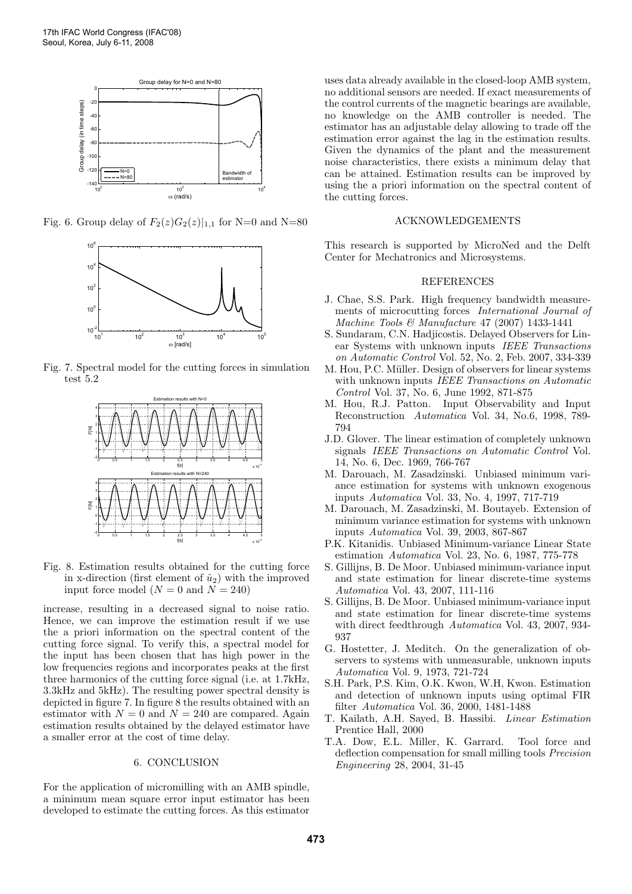Group delay for N=0 and N=80

Group delay (in time steps)

0
-20
-40
-60
-80
-100
-120
-140

N=0
N=80

Bandwidth of estimator

$10^2$ $10^3$ $10^4$

ω (rad/s)

Fig. 6. Group delay of $F_2(z)G_2(z)|_{1,1}$ for N=0 and N=80

$10^6$
$10^4$
$10^2$
$10^0$
$10^{-2}$

$10^1$ $10^2$ $10^3$ $10^4$ $10^5$

ω [rad/s]

Fig. 7. Spectral model for the cutting forces in simulation test 5.2

Estimation results with N=0

F[N]

t[s]

$\times 10^{-3}$

Estimation results with N=240

F[N]

t[s]

$\times 10^{-3}$

Fig. 8. Estimation results obtained for the cutting force in x-direction (first element of $\hat{u}_2$) with the improved input force model ($N = 0$ and $N = 240$)

increase, resulting in a decreased signal to noise ratio. Hence, we can improve the estimation result if we use the a priori information on the spectral content of the cutting force signal. To verify this, a spectral model for the input has been chosen that has high power in the low frequencies regions and incorporates peaks at the first three harmonics of the cutting force signal (i.e. at 1.7kHz, 3.3kHz and 5kHz). The resulting power spectral density is depicted in figure 7. In figure 8 the results obtained with an estimator with $N = 0$ and $N = 240$ are compared. Again estimation results obtained by the delayed estimator have a smaller error at the cost of time delay.

## 6. CONCLUSION

For the application of micromilling with an AMB spindle, a minimum mean square error input estimator has been developed to estimate the cutting forces. As this estimator uses data already available in the closed-loop AMB system, no additional sensors are needed. If exact measurements of the control currents of the magnetic bearings are available, no knowledge on the AMB controller is needed. The estimator has an adjustable delay allowing to trade off the estimation error against the lag in the estimation results. Given the dynamics of the plant and the measurement noise characteristics, there exists a minimum delay that can be attained. Estimation results can be improved by using the a priori information on the spectral content of the cutting forces.

## ACKNOWLEDGEMENTS

This research is supported by MicroNed and the Delft Center for Mechatronics and Microsystems.

## REFERENCES

J. Chae, S.S. Park. High frequency bandwidth measurements of microcutting forces *International Journal of Machine Tools & Manufacture* 47 (2007) 1433-1441

S. Sundaram, C.N. Hadjicostis. Delayed Observers for Linear Systems with unknown inputs *IEEE Transactions on Automatic Control* Vol. 52, No. 2, Feb. 2007, 334-339

M. Hou, P.C. Müller. Design of observers for linear systems with unknown inputs *IEEE Transactions on Automatic Control* Vol. 37, No. 6, June 1992, 871-875

M. Hou, R.J. Patton. Input Observability and Input Reconstruction *Automatica* Vol. 34, No.6, 1998, 789-794

J.D. Glover. The linear estimation of completely unknown signals *IEEE Transactions on Automatic Control* Vol. 14, No. 6, Dec. 1969, 766-767

M. Darouach, M. Zasadzinski. Unbiased minimum variance estimation for systems with unknown exogenous inputs *Automatica* Vol. 33, No. 4, 1997, 717-719

M. Darouach, M. Zasadzinski, M. Boutayeb. Extension of minimum variance estimation for systems with unknown inputs *Automatica* Vol. 39, 2003, 867-867

P.K. Kitanidis. Unbiased Minimum-variance Linear State estimation *Automatica* Vol. 23, No. 6, 1987, 775-778

S. Gillijns, B. De Moor. Unbiased minimum-variance input and state estimation for linear discrete-time systems *Automatica* Vol. 43, 2007, 111-116

S. Gillijns, B. De Moor. Unbiased minimum-variance input and state estimation for linear discrete-time systems with direct feedthrough *Automatica* Vol. 43, 2007, 934-937

G. Hostetter, J. Meditch. On the generalization of observers to systems with unmeasurable, unknown inputs *Automatica* Vol. 9, 1973, 721-724

S.H. Park, P.S. Kim, O.K. Kwon, W.H, Kwon. Estimation and detection of unknown inputs using optimal FIR filter *Automatica* Vol. 36, 2000, 1481-1488

T. Kailath, A.H. Sayed, B. Hassibi. *Linear Estimation* Prentice Hall, 2000

T.A. Dow, E.L. Miller, K. Garrard. Tool force and deflection compensation for small milling tools *Precision Engineering* 28, 2004, 31-45